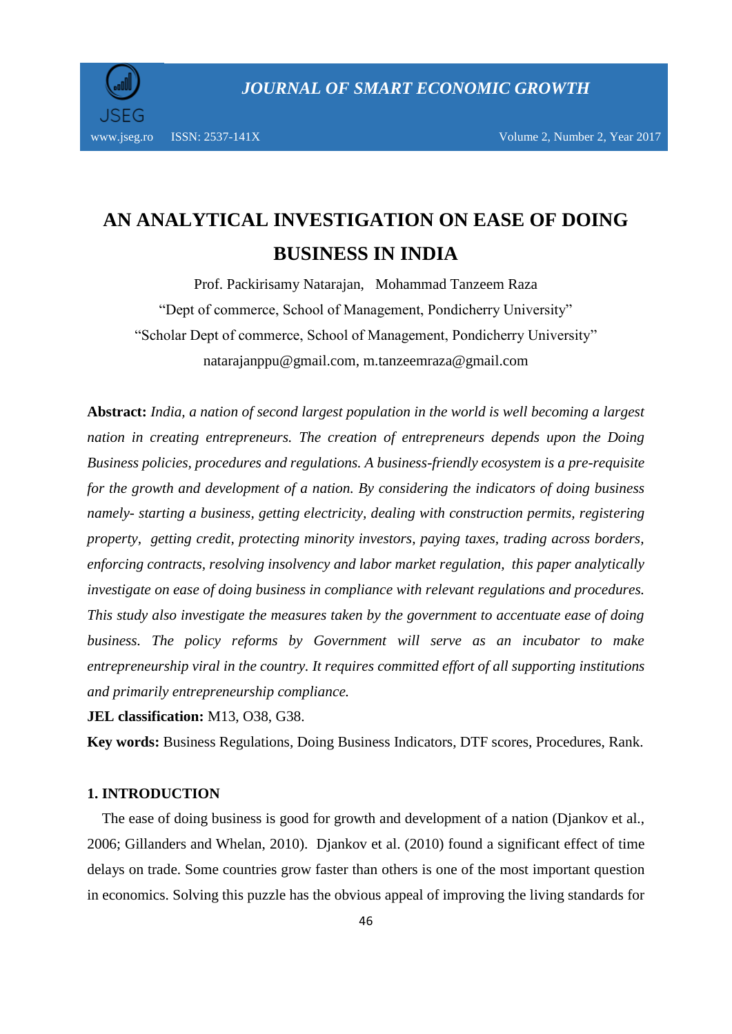# AN ANALYTICAL INVESTIGATION ON EASE OF DOING BUSINESS IN INDIA

Prof. Packirisamy Natarajan, Mohammad Tanzeem Raza

"Dept of commerce, School of Management, Pondicherry University"

"Scholar Dept of commerce, School of Management, Pondicherry University"

natarajanppu@gmail.com, m.tanzeemraza@gmail.com

**Abstract:** *India, a nation of second largest population in the world is well becoming a largest nation in creating entrepreneurs. The creation of entrepreneurs depends upon the Doing Business policies, procedures and regulations. A business-friendly ecosystem is a pre-requisite for the growth and development of a nation. By considering the indicators of doing business namely- starting a business, getting electricity, dealing with construction permits, registering property, getting credit, protecting minority investors, paying taxes, trading across borders, enforcing contracts, resolving insolvency and labor market regulation, this paper analytically investigate on ease of doing business in compliance with relevant regulations and procedures. This study also investigate the measures taken by the government to accentuate ease of doing business. The policy reforms by Government will serve as an incubator to make entrepreneurship viral in the country. It requires committed effort of all supporting institutions and primarily entrepreneurship compliance.*

**JEL classification:** M13, O38, G38.

**Key words:** Business Regulations, Doing Business Indicators, DTF scores, Procedures, Rank.

## 1. INTRODUCTION

The ease of doing business is good for growth and development of a nation (Djankov et al., 2006; Gillanders and Whelan, 2010). Djankov et al. (2010) found a significant effect of time delays on trade. Some countries grow faster than others is one of the most important question in economics. Solving this puzzle has the obvious appeal of improving the living standards for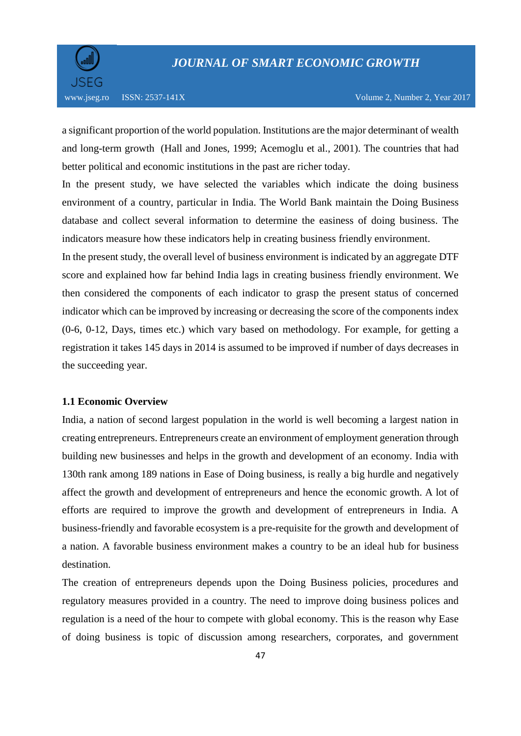a significant proportion of the world population. Institutions are the major determinant of wealth and long-term growth (Hall and Jones, 1999; Acemoglu et al., 2001). The countries that had better political and economic institutions in the past are richer today.

In the present study, we have selected the variables which indicate the doing business environment of a country, particular in India. The World Bank maintain the Doing Business database and collect several information to determine the easiness of doing business. The indicators measure how these indicators help in creating business friendly environment.

In the present study, the overall level of business environment is indicated by an aggregate DTF score and explained how far behind India lags in creating business friendly environment. We then considered the components of each indicator to grasp the present status of concerned indicator which can be improved by increasing or decreasing the score of the components index (0-6, 0-12, Days, times etc.) which vary based on methodology. For example, for getting a registration it takes 145 days in 2014 is assumed to be improved if number of days decreases in the succeeding year.

### 1.1 Economic Overview

India, a nation of second largest population in the world is well becoming a largest nation in creating entrepreneurs. Entrepreneurs create an environment of employment generation through building new businesses and helps in the growth and development of an economy. India with 130th rank among 189 nations in Ease of Doing business, is really a big hurdle and negatively affect the growth and development of entrepreneurs and hence the economic growth. A lot of efforts are required to improve the growth and development of entrepreneurs in India. A business-friendly and favorable ecosystem is a pre-requisite for the growth and development of a nation. A favorable business environment makes a country to be an ideal hub for business destination.

The creation of entrepreneurs depends upon the Doing Business policies, procedures and regulatory measures provided in a country. The need to improve doing business polices and regulation is a need of the hour to compete with global economy. This is the reason why Ease of doing business is topic of discussion among researchers, corporates, and government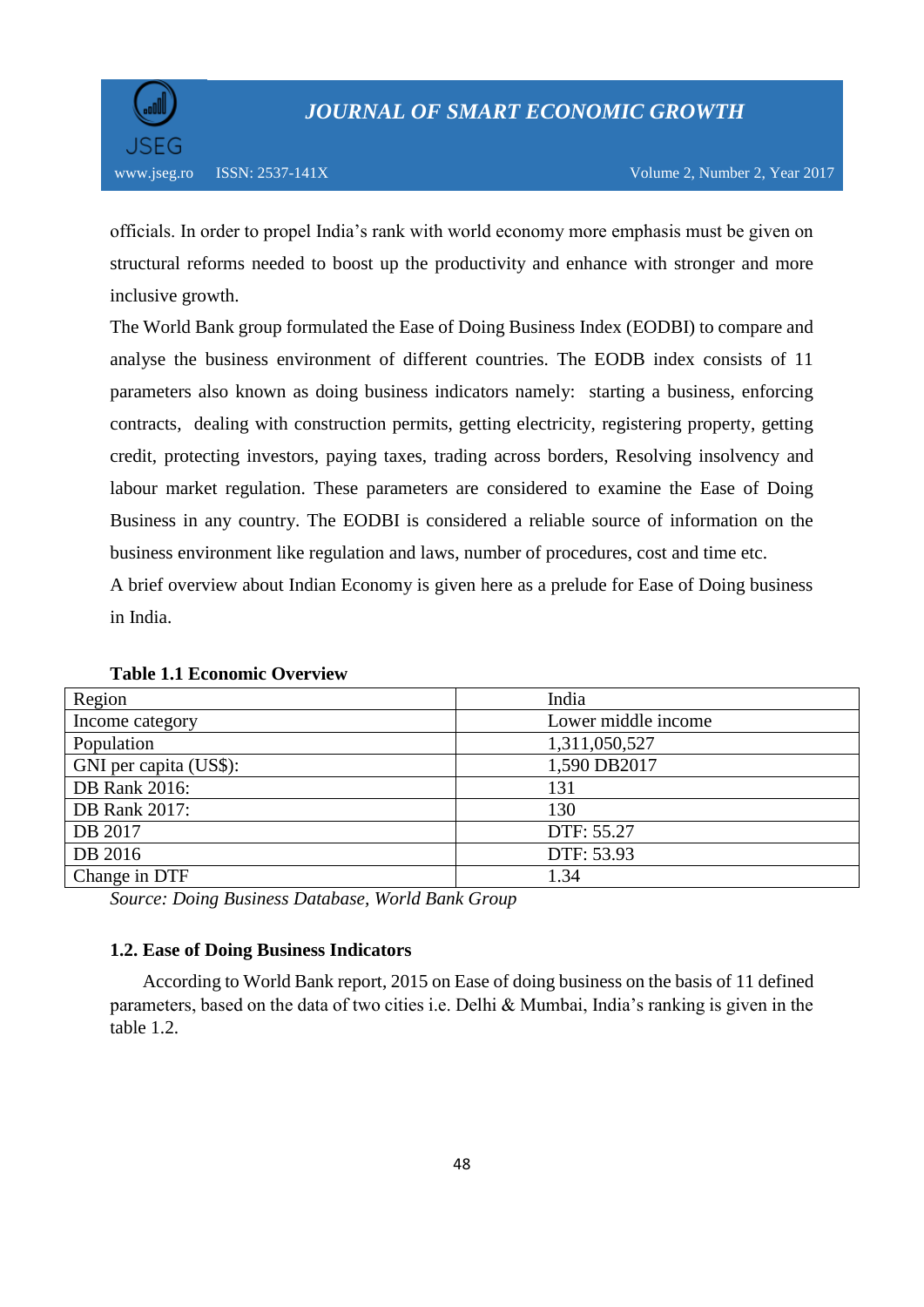officials. In order to propel India's rank with world economy more emphasis must be given on structural reforms needed to boost up the productivity and enhance with stronger and more inclusive growth.

The World Bank group formulated the Ease of Doing Business Index (EODBI) to compare and analyse the business environment of different countries. The EODB index consists of 11 parameters also known as doing business indicators namely: starting a business, enforcing contracts, dealing with construction permits, getting electricity, registering property, getting credit, protecting investors, paying taxes, trading across borders, Resolving insolvency and labour market regulation. These parameters are considered to examine the Ease of Doing Business in any country. The EODBI is considered a reliable source of information on the business environment like regulation and laws, number of procedures, cost and time etc.

A brief overview about Indian Economy is given here as a prelude for Ease of Doing business in India.

**Table 1.1 Economic Overview**

| Region | India |
|---|---|
| Income category | Lower middle income |
| Population | 1,311,050,527 |
| GNI per capita (US$): | 1,590 DB2017 |
| DB Rank 2016: | 131 |
| DB Rank 2017: | 130 |
| DB 2017 | DTF: 55.27 |
| DB 2016 | DTF: 53.93 |
| Change in DTF | 1.34 |

*Source: Doing Business Database, World Bank Group*

### 1.2. Ease of Doing Business Indicators

According to World Bank report, 2015 on Ease of doing business on the basis of 11 defined parameters, based on the data of two cities i.e. Delhi & Mumbai, India's ranking is given in the table 1.2.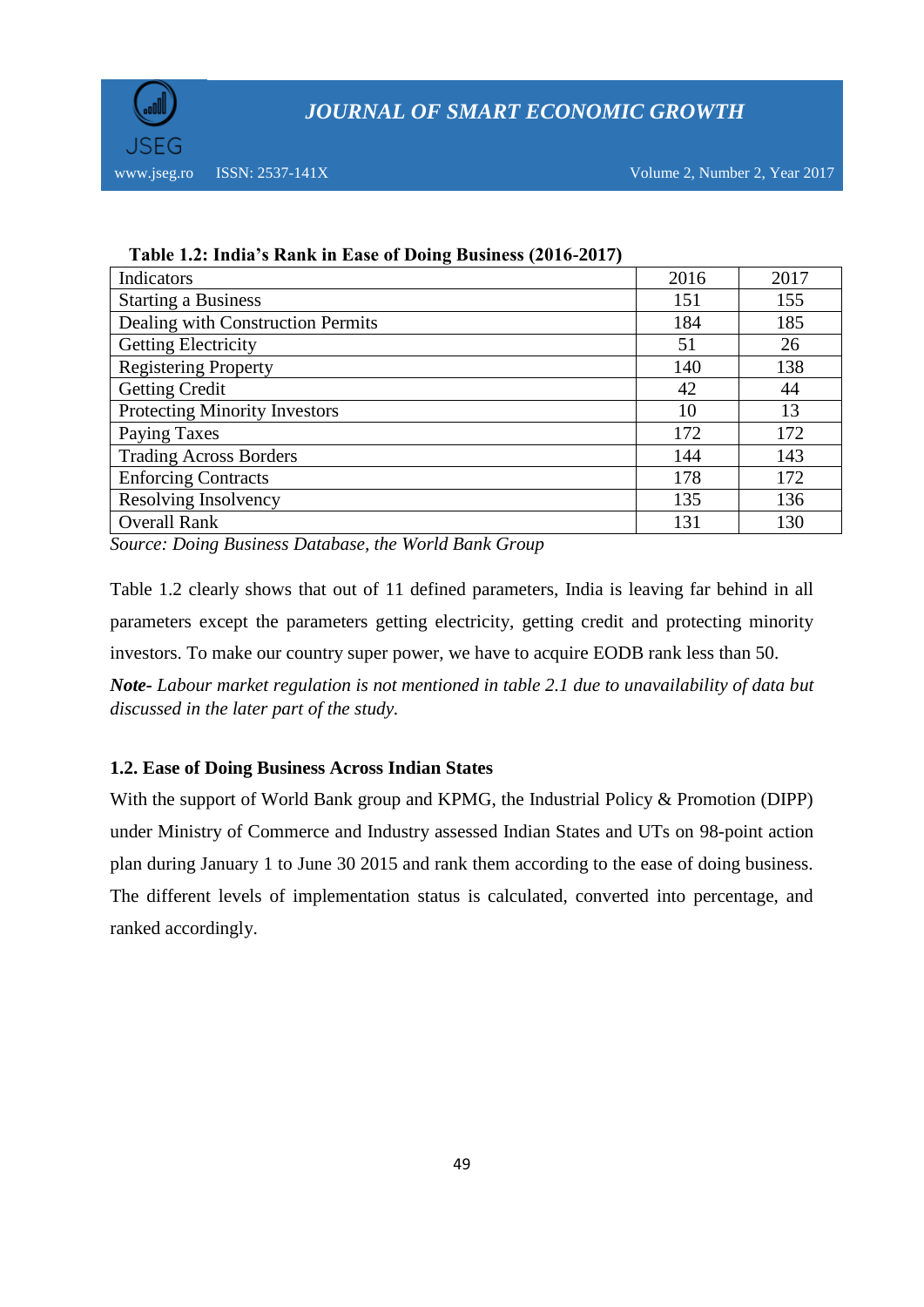**Table 1.2: India's Rank in Ease of Doing Business (2016-2017)**

| Indicators | 2016 | 2017 |
|---|---|---|
| Starting a Business | 151 | 155 |
| Dealing with Construction Permits | 184 | 185 |
| Getting Electricity | 51 | 26 |
| Registering Property | 140 | 138 |
| Getting Credit | 42 | 44 |
| Protecting Minority Investors | 10 | 13 |
| Paying Taxes | 172 | 172 |
| Trading Across Borders | 144 | 143 |
| Enforcing Contracts | 178 | 172 |
| Resolving Insolvency | 135 | 136 |
| Overall Rank | 131 | 130 |

*Source: Doing Business Database, the World Bank Group*

Table 1.2 clearly shows that out of 11 defined parameters, India is leaving far behind in all parameters except the parameters getting electricity, getting credit and protecting minority investors. To make our country super power, we have to acquire EODB rank less than 50.

***Note-*** *Labour market regulation is not mentioned in table 2.1 due to unavailability of data but discussed in the later part of the study.*

### 1.2. Ease of Doing Business Across Indian States

With the support of World Bank group and KPMG, the Industrial Policy & Promotion (DIPP) under Ministry of Commerce and Industry assessed Indian States and UTs on 98-point action plan during January 1 to June 30 2015 and rank them according to the ease of doing business. The different levels of implementation status is calculated, converted into percentage, and ranked accordingly.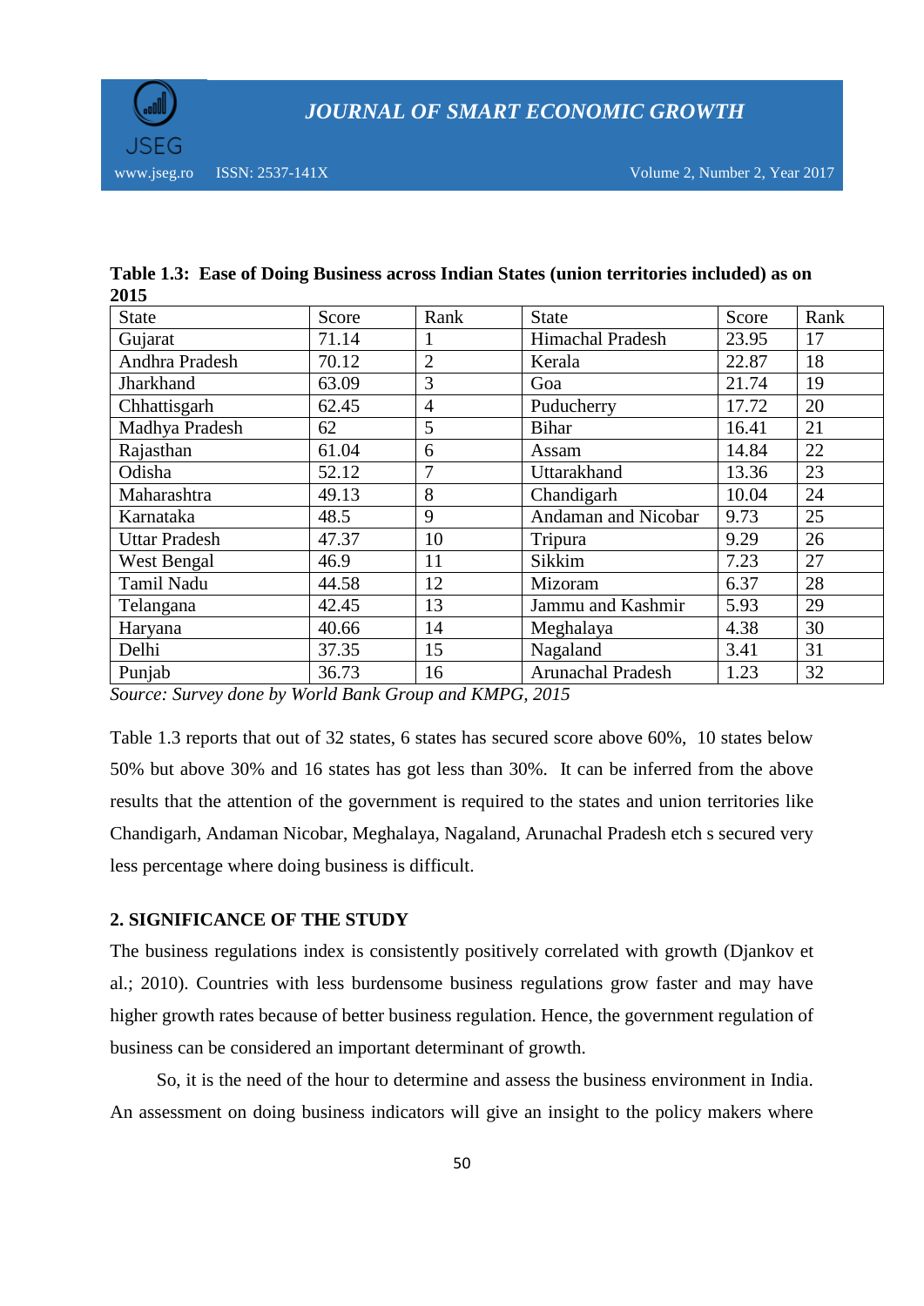**Table 1.3: Ease of Doing Business across Indian States (union territories included) as on 2015**

| State | Score | Rank | State | Score | Rank |
|---|---|---|---|---|---|
| Gujarat | 71.14 | 1 | Himachal Pradesh | 23.95 | 17 |
| Andhra Pradesh | 70.12 | 2 | Kerala | 22.87 | 18 |
| Jharkhand | 63.09 | 3 | Goa | 21.74 | 19 |
| Chhattisgarh | 62.45 | 4 | Puducherry | 17.72 | 20 |
| Madhya Pradesh | 62 | 5 | Bihar | 16.41 | 21 |
| Rajasthan | 61.04 | 6 | Assam | 14.84 | 22 |
| Odisha | 52.12 | 7 | Uttarakhand | 13.36 | 23 |
| Maharashtra | 49.13 | 8 | Chandigarh | 10.04 | 24 |
| Karnataka | 48.5 | 9 | Andaman and Nicobar | 9.73 | 25 |
| Uttar Pradesh | 47.37 | 10 | Tripura | 9.29 | 26 |
| West Bengal | 46.9 | 11 | Sikkim | 7.23 | 27 |
| Tamil Nadu | 44.58 | 12 | Mizoram | 6.37 | 28 |
| Telangana | 42.45 | 13 | Jammu and Kashmir | 5.93 | 29 |
| Haryana | 40.66 | 14 | Meghalaya | 4.38 | 30 |
| Delhi | 37.35 | 15 | Nagaland | 3.41 | 31 |
| Punjab | 36.73 | 16 | Arunachal Pradesh | 1.23 | 32 |

*Source: Survey done by World Bank Group and KMPG, 2015*

Table 1.3 reports that out of 32 states, 6 states has secured score above 60%, 10 states below 50% but above 30% and 16 states has got less than 30%. It can be inferred from the above results that the attention of the government is required to the states and union territories like Chandigarh, Andaman Nicobar, Meghalaya, Nagaland, Arunachal Pradesh etch s secured very less percentage where doing business is difficult.

## 2. SIGNIFICANCE OF THE STUDY

The business regulations index is consistently positively correlated with growth (Djankov et al.; 2010). Countries with less burdensome business regulations grow faster and may have higher growth rates because of better business regulation. Hence, the government regulation of business can be considered an important determinant of growth.

So, it is the need of the hour to determine and assess the business environment in India. An assessment on doing business indicators will give an insight to the policy makers where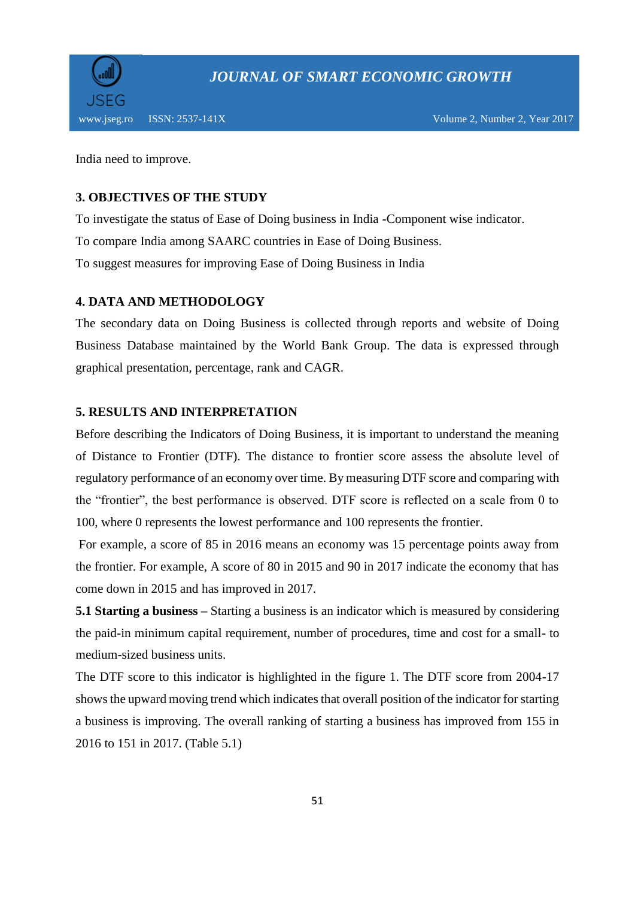India need to improve.

## 3. OBJECTIVES OF THE STUDY

To investigate the status of Ease of Doing business in India -Component wise indicator.

To compare India among SAARC countries in Ease of Doing Business.

To suggest measures for improving Ease of Doing Business in India

## 4. DATA AND METHODOLOGY

The secondary data on Doing Business is collected through reports and website of Doing Business Database maintained by the World Bank Group. The data is expressed through graphical presentation, percentage, rank and CAGR.

## 5. RESULTS AND INTERPRETATION

Before describing the Indicators of Doing Business, it is important to understand the meaning of Distance to Frontier (DTF). The distance to frontier score assess the absolute level of regulatory performance of an economy over time. By measuring DTF score and comparing with the "frontier", the best performance is observed. DTF score is reflected on a scale from 0 to 100, where 0 represents the lowest performance and 100 represents the frontier.

For example, a score of 85 in 2016 means an economy was 15 percentage points away from the frontier. For example, A score of 80 in 2015 and 90 in 2017 indicate the economy that has come down in 2015 and has improved in 2017.

**5.1 Starting a business –** Starting a business is an indicator which is measured by considering the paid-in minimum capital requirement, number of procedures, time and cost for a small- to medium-sized business units.

The DTF score to this indicator is highlighted in the figure 1. The DTF score from 2004-17 shows the upward moving trend which indicates that overall position of the indicator for starting a business is improving. The overall ranking of starting a business has improved from 155 in 2016 to 151 in 2017. (Table 5.1)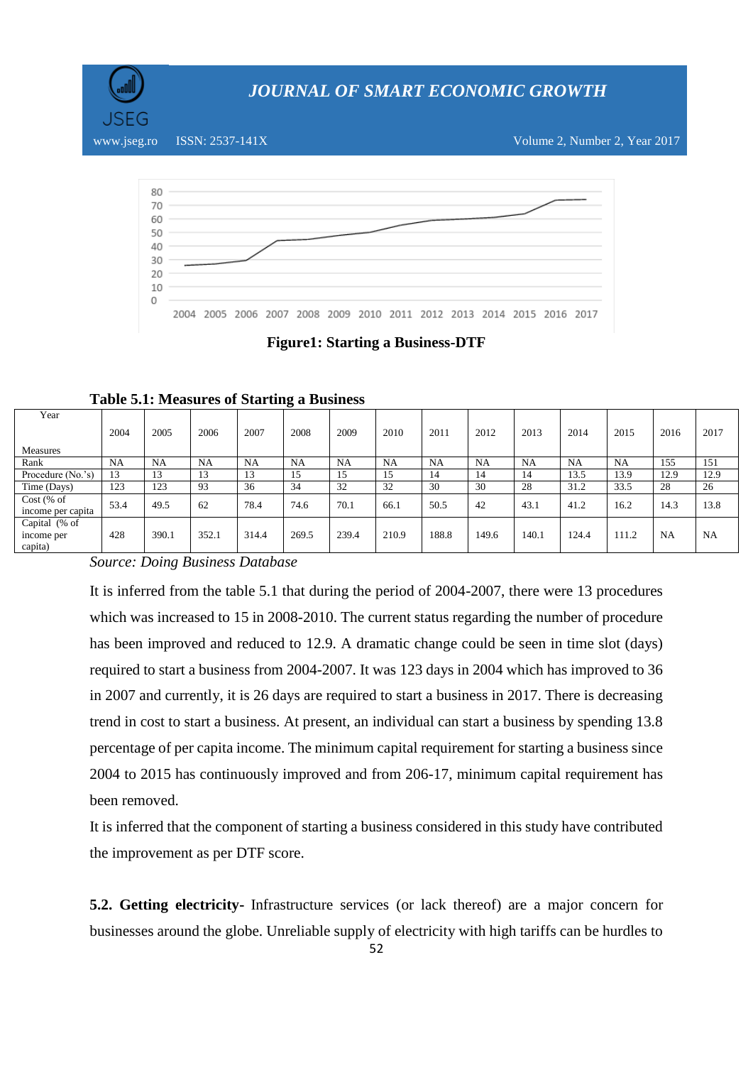**Figure1: Starting a Business-DTF**

**Table 5.1: Measures of Starting a Business**

| Year / Measures | 2004 | 2005 | 2006 | 2007 | 2008 | 2009 | 2010 | 2011 | 2012 | 2013 | 2014 | 2015 | 2016 | 2017 |
|---|---|---|---|---|---|---|---|---|---|---|---|---|---|---|
| Rank | NA | NA | NA | NA | NA | NA | NA | NA | NA | NA | NA | NA | 155 | 151 |
| Procedure (No.'s) | 13 | 13 | 13 | 13 | 15 | 15 | 15 | 14 | 14 | 14 | 13.5 | 13.9 | 12.9 | 12.9 |
| Time (Days) | 123 | 123 | 93 | 36 | 34 | 32 | 32 | 30 | 30 | 28 | 31.2 | 33.5 | 28 | 26 |
| Cost (% of income per capita | 53.4 | 49.5 | 62 | 78.4 | 74.6 | 70.1 | 66.1 | 50.5 | 42 | 43.1 | 41.2 | 16.2 | 14.3 | 13.8 |
| Capital (% of income per capita) | 428 | 390.1 | 352.1 | 314.4 | 269.5 | 239.4 | 210.9 | 188.8 | 149.6 | 140.1 | 124.4 | 111.2 | NA | NA |

*Source: Doing Business Database*

It is inferred from the table 5.1 that during the period of 2004-2007, there were 13 procedures which was increased to 15 in 2008-2010. The current status regarding the number of procedure has been improved and reduced to 12.9. A dramatic change could be seen in time slot (days) required to start a business from 2004-2007. It was 123 days in 2004 which has improved to 36 in 2007 and currently, it is 26 days are required to start a business in 2017. There is decreasing trend in cost to start a business. At present, an individual can start a business by spending 13.8 percentage of per capita income. The minimum capital requirement for starting a business since 2004 to 2015 has continuously improved and from 206-17, minimum capital requirement has been removed.

It is inferred that the component of starting a business considered in this study have contributed the improvement as per DTF score.

**5.2. Getting electricity-** Infrastructure services (or lack thereof) are a major concern for businesses around the globe. Unreliable supply of electricity with high tariffs can be hurdles to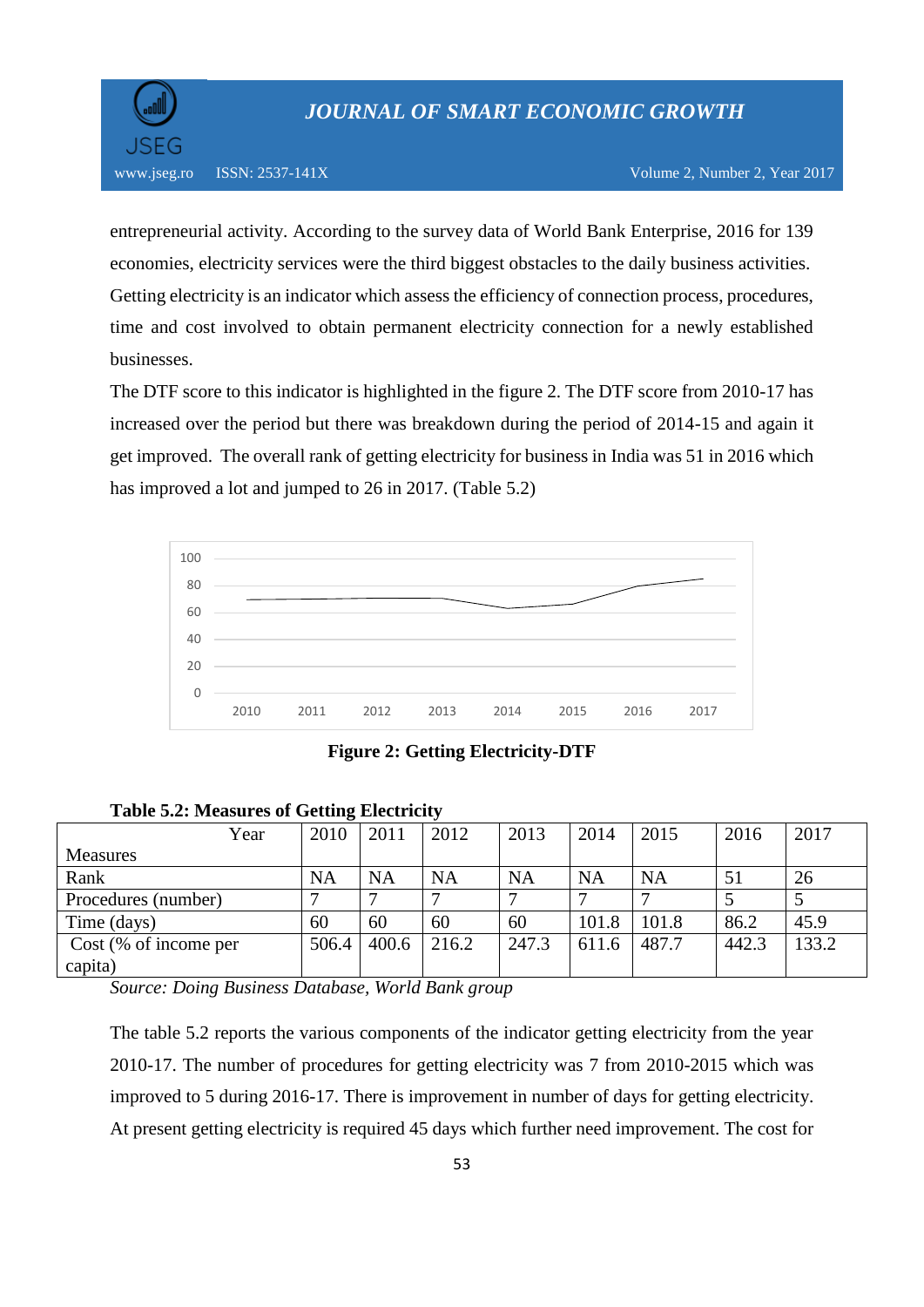entrepreneurial activity. According to the survey data of World Bank Enterprise, 2016 for 139 economies, electricity services were the third biggest obstacles to the daily business activities. Getting electricity is an indicator which assess the efficiency of connection process, procedures, time and cost involved to obtain permanent electricity connection for a newly established businesses.

The DTF score to this indicator is highlighted in the figure 2. The DTF score from 2010-17 has increased over the period but there was breakdown during the period of 2014-15 and again it get improved. The overall rank of getting electricity for business in India was 51 in 2016 which has improved a lot and jumped to 26 in 2017. (Table 5.2)

**Figure 2: Getting Electricity-DTF**

**Table 5.2: Measures of Getting Electricity**

| Measures / Year | 2010 | 2011 | 2012 | 2013 | 2014 | 2015 | 2016 | 2017 |
|---|---|---|---|---|---|---|---|---|
| Rank | NA | NA | NA | NA | NA | NA | 51 | 26 |
| Procedures (number) | 7 | 7 | 7 | 7 | 7 | 7 | 5 | 5 |
| Time (days) | 60 | 60 | 60 | 60 | 101.8 | 101.8 | 86.2 | 45.9 |
| Cost (% of income per capita) | 506.4 | 400.6 | 216.2 | 247.3 | 611.6 | 487.7 | 442.3 | 133.2 |

*Source: Doing Business Database, World Bank group*

The table 5.2 reports the various components of the indicator getting electricity from the year 2010-17. The number of procedures for getting electricity was 7 from 2010-2015 which was improved to 5 during 2016-17. There is improvement in number of days for getting electricity. At present getting electricity is required 45 days which further need improvement. The cost for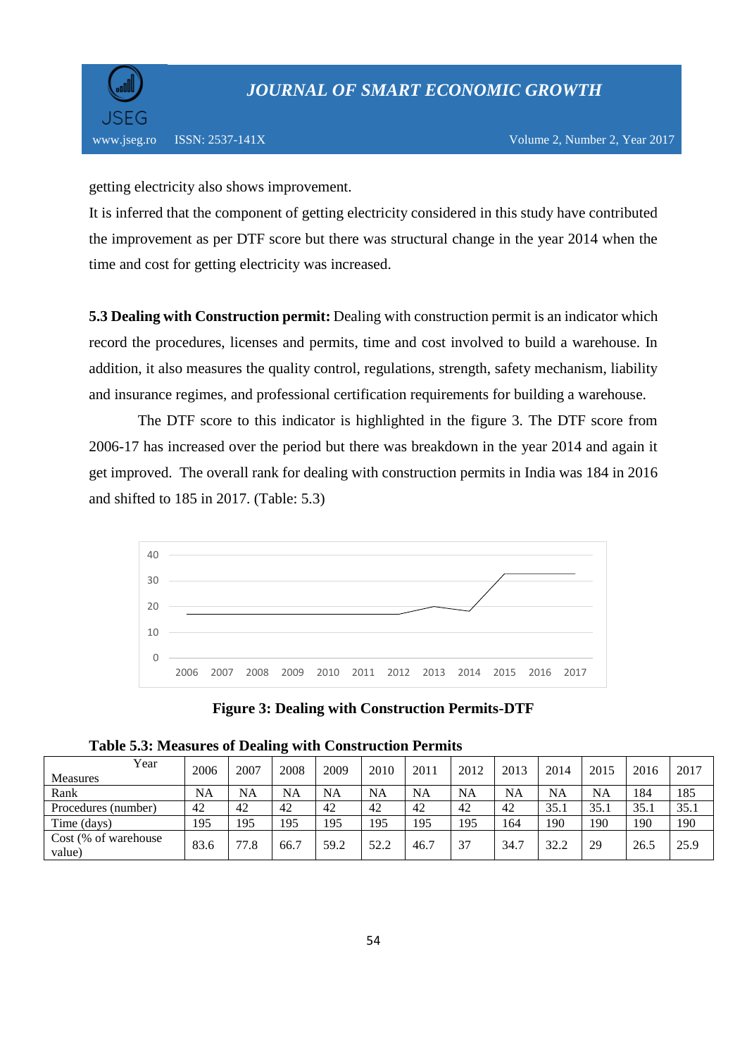getting electricity also shows improvement.

It is inferred that the component of getting electricity considered in this study have contributed the improvement as per DTF score but there was structural change in the year 2014 when the time and cost for getting electricity was increased.

**5.3 Dealing with Construction permit:** Dealing with construction permit is an indicator which record the procedures, licenses and permits, time and cost involved to build a warehouse. In addition, it also measures the quality control, regulations, strength, safety mechanism, liability and insurance regimes, and professional certification requirements for building a warehouse.

The DTF score to this indicator is highlighted in the figure 3. The DTF score from 2006-17 has increased over the period but there was breakdown in the year 2014 and again it get improved. The overall rank for dealing with construction permits in India was 184 in 2016 and shifted to 185 in 2017. (Table: 5.3)

**Figure 3: Dealing with Construction Permits-DTF**

**Table 5.3: Measures of Dealing with Construction Permits**

| Measures / Year | 2006 | 2007 | 2008 | 2009 | 2010 | 2011 | 2012 | 2013 | 2014 | 2015 | 2016 | 2017 |
|---|---|---|---|---|---|---|---|---|---|---|---|---|
| Rank | NA | NA | NA | NA | NA | NA | NA | NA | NA | NA | 184 | 185 |
| Procedures (number) | 42 | 42 | 42 | 42 | 42 | 42 | 42 | 42 | 35.1 | 35.1 | 35.1 | 35.1 |
| Time (days) | 195 | 195 | 195 | 195 | 195 | 195 | 195 | 164 | 190 | 190 | 190 | 190 |
| Cost (% of warehouse value) | 83.6 | 77.8 | 66.7 | 59.2 | 52.2 | 46.7 | 37 | 34.7 | 32.2 | 29 | 26.5 | 25.9 |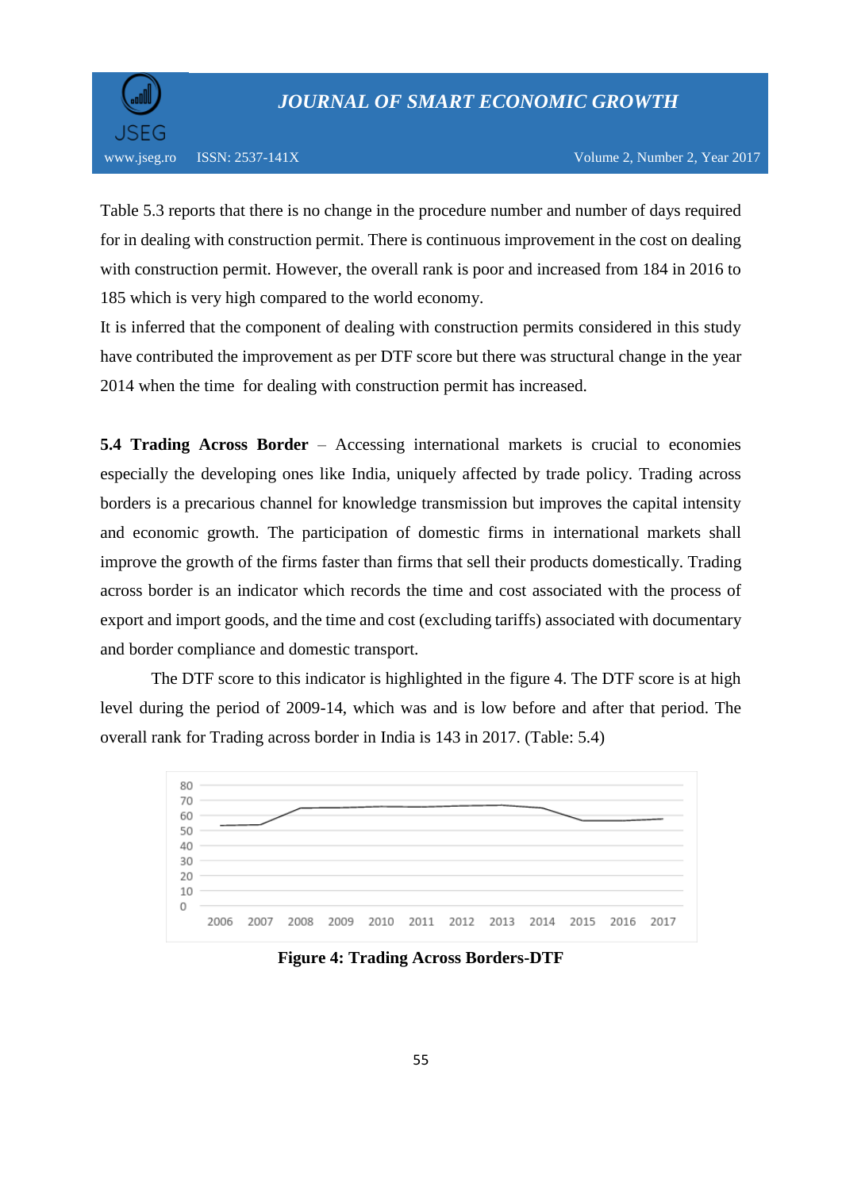Table 5.3 reports that there is no change in the procedure number and number of days required for in dealing with construction permit. There is continuous improvement in the cost on dealing with construction permit. However, the overall rank is poor and increased from 184 in 2016 to 185 which is very high compared to the world economy.

It is inferred that the component of dealing with construction permits considered in this study have contributed the improvement as per DTF score but there was structural change in the year 2014 when the time for dealing with construction permit has increased.

**5.4 Trading Across Border** – Accessing international markets is crucial to economies especially the developing ones like India, uniquely affected by trade policy. Trading across borders is a precarious channel for knowledge transmission but improves the capital intensity and economic growth. The participation of domestic firms in international markets shall improve the growth of the firms faster than firms that sell their products domestically. Trading across border is an indicator which records the time and cost associated with the process of export and import goods, and the time and cost (excluding tariffs) associated with documentary and border compliance and domestic transport.

The DTF score to this indicator is highlighted in the figure 4. The DTF score is at high level during the period of 2009-14, which was and is low before and after that period. The overall rank for Trading across border in India is 143 in 2017. (Table: 5.4)

**Figure 4: Trading Across Borders-DTF**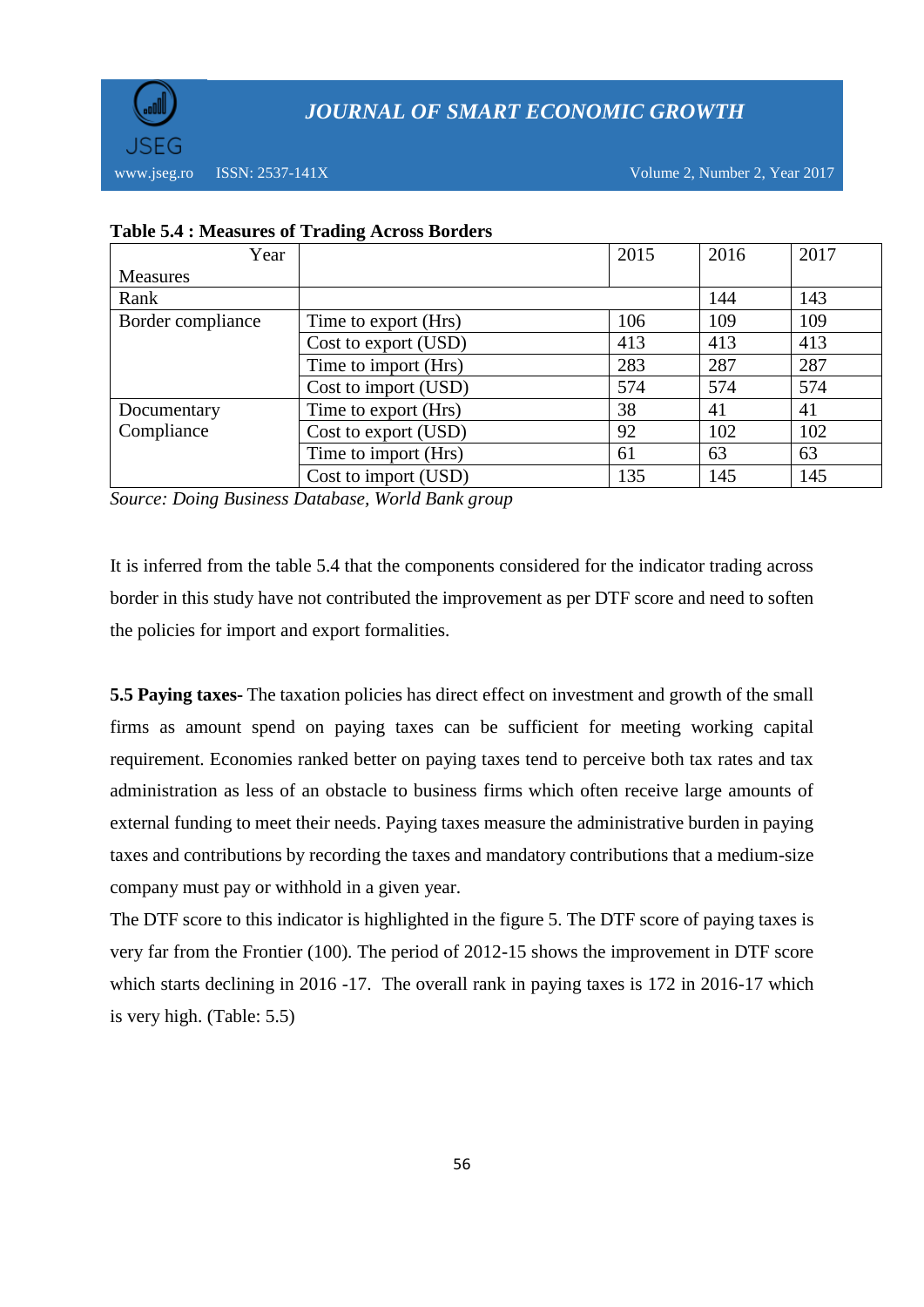**Table 5.4 : Measures of Trading Across Borders**

| Year / Measures | | 2015 | 2016 | 2017 |
|---|---|---|---|---|
| Rank | | | 144 | 143 |
| Border compliance | Time to export (Hrs) | 106 | 109 | 109 |
| | Cost to export (USD) | 413 | 413 | 413 |
| | Time to import (Hrs) | 283 | 287 | 287 |
| | Cost to import (USD) | 574 | 574 | 574 |
| Documentary Compliance | Time to export (Hrs) | 38 | 41 | 41 |
| | Cost to export (USD) | 92 | 102 | 102 |
| | Time to import (Hrs) | 61 | 63 | 63 |
| | Cost to import (USD) | 135 | 145 | 145 |

*Source: Doing Business Database, World Bank group*

It is inferred from the table 5.4 that the components considered for the indicator trading across border in this study have not contributed the improvement as per DTF score and need to soften the policies for import and export formalities.

**5.5 Paying taxes-** The taxation policies has direct effect on investment and growth of the small firms as amount spend on paying taxes can be sufficient for meeting working capital requirement. Economies ranked better on paying taxes tend to perceive both tax rates and tax administration as less of an obstacle to business firms which often receive large amounts of external funding to meet their needs. Paying taxes measure the administrative burden in paying taxes and contributions by recording the taxes and mandatory contributions that a medium-size company must pay or withhold in a given year.

The DTF score to this indicator is highlighted in the figure 5. The DTF score of paying taxes is very far from the Frontier (100). The period of 2012-15 shows the improvement in DTF score which starts declining in 2016 -17. The overall rank in paying taxes is 172 in 2016-17 which is very high. (Table: 5.5)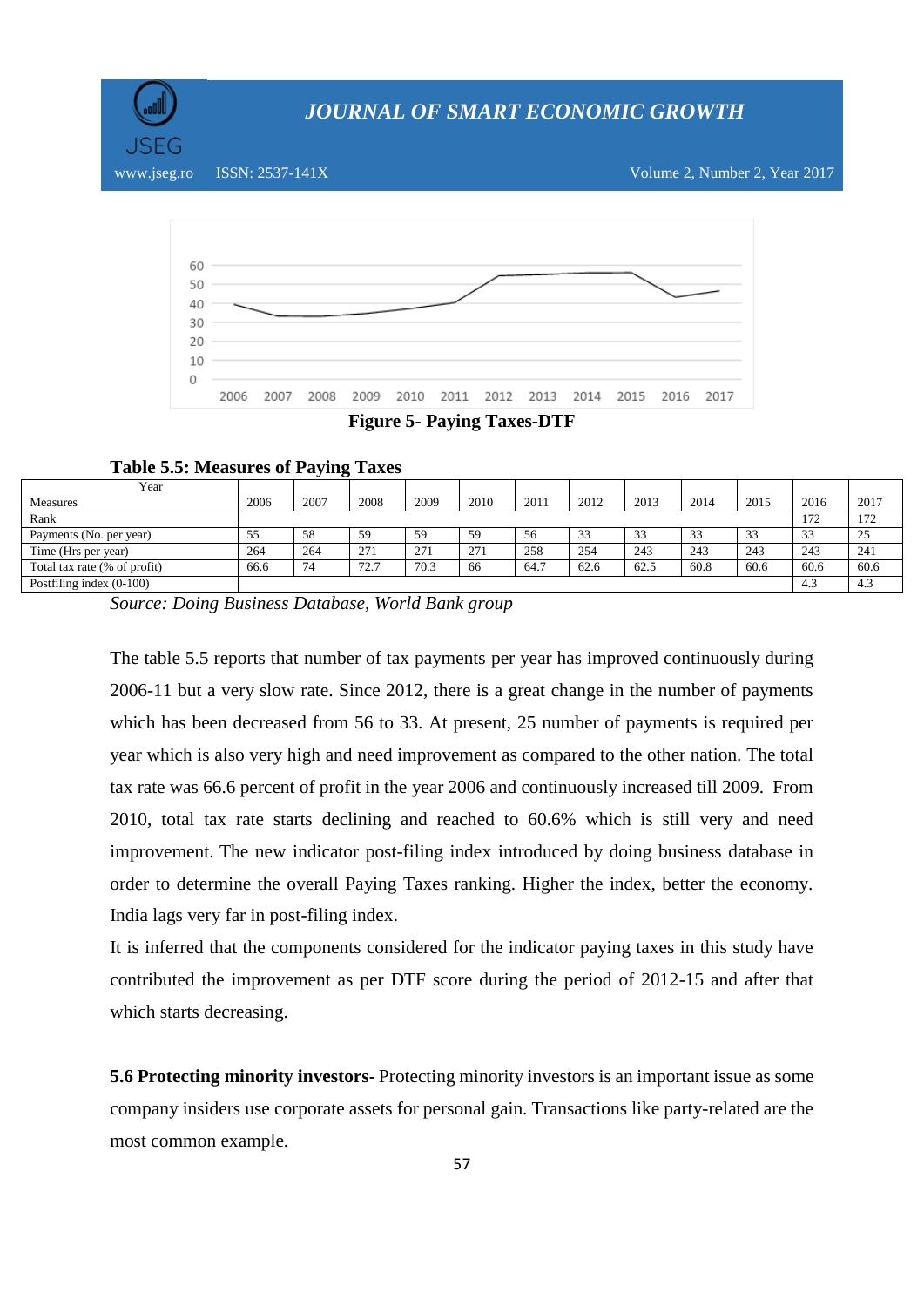**Figure 5- Paying Taxes-DTF**

**Table 5.5: Measures of Paying Taxes**

| Year / Measures | 2006 | 2007 | 2008 | 2009 | 2010 | 2011 | 2012 | 2013 | 2014 | 2015 | 2016 | 2017 |
|---|---|---|---|---|---|---|---|---|---|---|---|---|
| Rank | | | | | | | | | | | 172 | 172 |
| Payments (No. per year) | 55 | 58 | 59 | 59 | 59 | 56 | 33 | 33 | 33 | 33 | 33 | 25 |
| Time (Hrs per year) | 264 | 264 | 271 | 271 | 271 | 258 | 254 | 243 | 243 | 243 | 243 | 241 |
| Total tax rate (% of profit) | 66.6 | 74 | 72.7 | 70.3 | 66 | 64.7 | 62.6 | 62.5 | 60.8 | 60.6 | 60.6 | 60.6 |
| Postfiling index (0-100) | | | | | | | | | | | 4.3 | 4.3 |

*Source: Doing Business Database, World Bank group*

The table 5.5 reports that number of tax payments per year has improved continuously during 2006-11 but a very slow rate. Since 2012, there is a great change in the number of payments which has been decreased from 56 to 33. At present, 25 number of payments is required per year which is also very high and need improvement as compared to the other nation. The total tax rate was 66.6 percent of profit in the year 2006 and continuously increased till 2009. From 2010, total tax rate starts declining and reached to 60.6% which is still very and need improvement. The new indicator post-filing index introduced by doing business database in order to determine the overall Paying Taxes ranking. Higher the index, better the economy. India lags very far in post-filing index.

It is inferred that the components considered for the indicator paying taxes in this study have contributed the improvement as per DTF score during the period of 2012-15 and after that which starts decreasing.

**5.6 Protecting minority investors-** Protecting minority investors is an important issue as some company insiders use corporate assets for personal gain. Transactions like party-related are the most common example.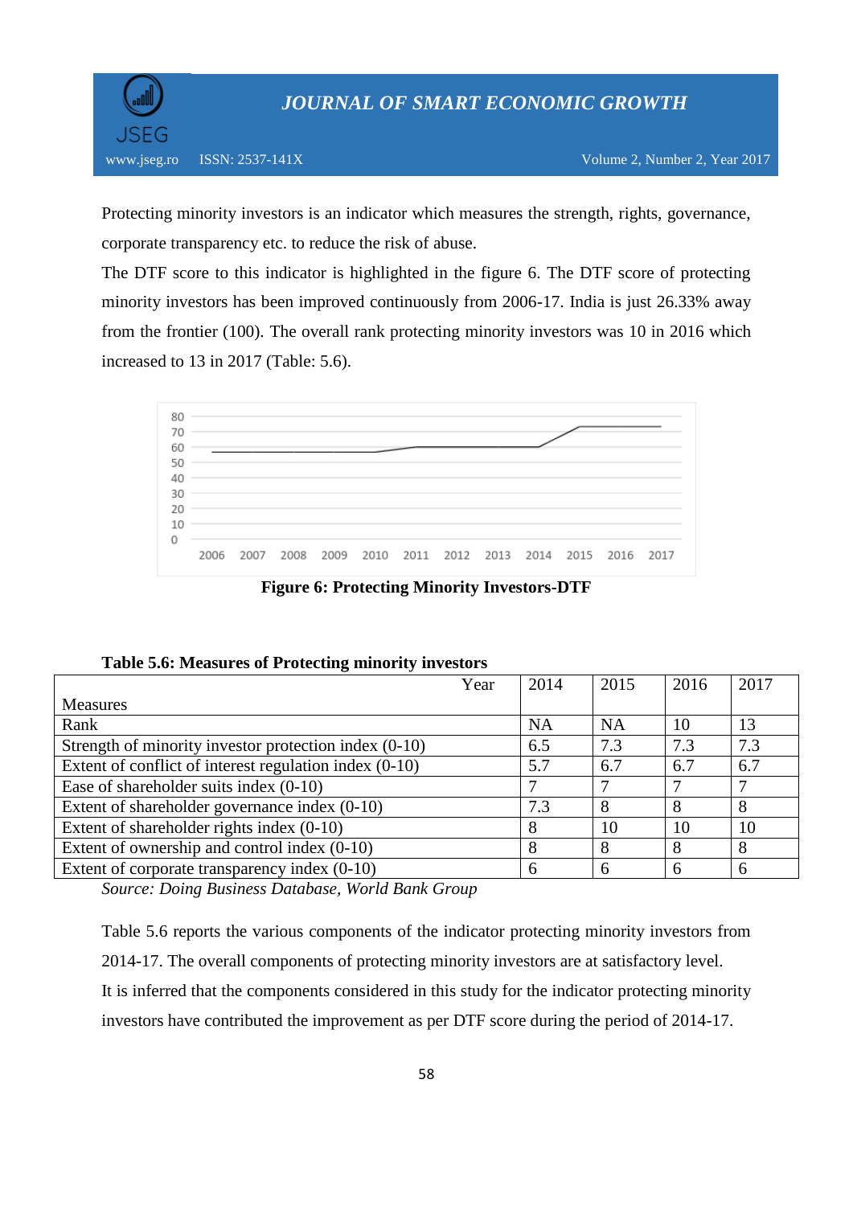Protecting minority investors is an indicator which measures the strength, rights, governance, corporate transparency etc. to reduce the risk of abuse.

The DTF score to this indicator is highlighted in the figure 6. The DTF score of protecting minority investors has been improved continuously from 2006-17. India is just 26.33% away from the frontier (100). The overall rank protecting minority investors was 10 in 2016 which increased to 13 in 2017 (Table: 5.6).

**Figure 6: Protecting Minority Investors-DTF**

**Table 5.6: Measures of Protecting minority investors**

| Measures / Year | 2014 | 2015 | 2016 | 2017 |
|---|---|---|---|---|
| Rank | NA | NA | 10 | 13 |
| Strength of minority investor protection index (0-10) | 6.5 | 7.3 | 7.3 | 7.3 |
| Extent of conflict of interest regulation index (0-10) | 5.7 | 6.7 | 6.7 | 6.7 |
| Ease of shareholder suits index (0-10) | 7 | 7 | 7 | 7 |
| Extent of shareholder governance index (0-10) | 7.3 | 8 | 8 | 8 |
| Extent of shareholder rights index (0-10) | 8 | 10 | 10 | 10 |
| Extent of ownership and control index (0-10) | 8 | 8 | 8 | 8 |
| Extent of corporate transparency index (0-10) | 6 | 6 | 6 | 6 |

*Source: Doing Business Database, World Bank Group*

Table 5.6 reports the various components of the indicator protecting minority investors from 2014-17. The overall components of protecting minority investors are at satisfactory level.

It is inferred that the components considered in this study for the indicator protecting minority investors have contributed the improvement as per DTF score during the period of 2014-17.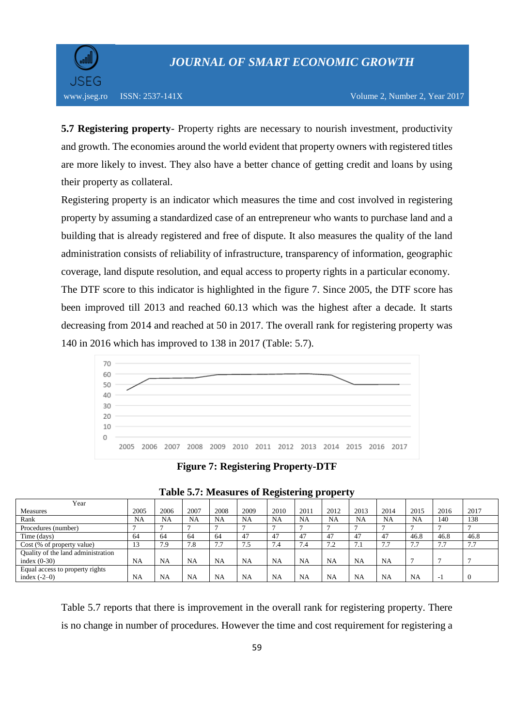**5.7 Registering property**- Property rights are necessary to nourish investment, productivity and growth. The economies around the world evident that property owners with registered titles are more likely to invest. They also have a better chance of getting credit and loans by using their property as collateral.

Registering property is an indicator which measures the time and cost involved in registering property by assuming a standardized case of an entrepreneur who wants to purchase land and a building that is already registered and free of dispute. It also measures the quality of the land administration consists of reliability of infrastructure, transparency of information, geographic coverage, land dispute resolution, and equal access to property rights in a particular economy.

The DTF score to this indicator is highlighted in the figure 7. Since 2005, the DTF score has been improved till 2013 and reached 60.13 which was the highest after a decade. It starts decreasing from 2014 and reached at 50 in 2017. The overall rank for registering property was 140 in 2016 which has improved to 138 in 2017 (Table: 5.7).

**Figure 7: Registering Property-DTF**

**Table 5.7: Measures of Registering property**

| Year / Measures | 2005 | 2006 | 2007 | 2008 | 2009 | 2010 | 2011 | 2012 | 2013 | 2014 | 2015 | 2016 | 2017 |
|---|---|---|---|---|---|---|---|---|---|---|---|---|---|
| Rank | NA | NA | NA | NA | NA | NA | NA | NA | NA | NA | NA | 140 | 138 |
| Procedures (number) | 7 | 7 | 7 | 7 | 7 | 7 | 7 | 7 | 7 | 7 | 7 | 7 | 7 |
| Time (days) | 64 | 64 | 64 | 64 | 47 | 47 | 47 | 47 | 47 | 47 | 46.8 | 46.8 | 46.8 |
| Cost (% of property value) | 13 | 7.9 | 7.8 | 7.7 | 7.5 | 7.4 | 7.4 | 7.2 | 7.1 | 7.7 | 7.7 | 7.7 | 7.7 |
| Quality of the land administration index (0-30) | NA | NA | NA | NA | NA | NA | NA | NA | NA | NA | 7 | 7 | 7 |
| Equal access to property rights index (-2–0) | NA | NA | NA | NA | NA | NA | NA | NA | NA | NA | NA | -1 | 0 |

Table 5.7 reports that there is improvement in the overall rank for registering property. There is no change in number of procedures. However the time and cost requirement for registering a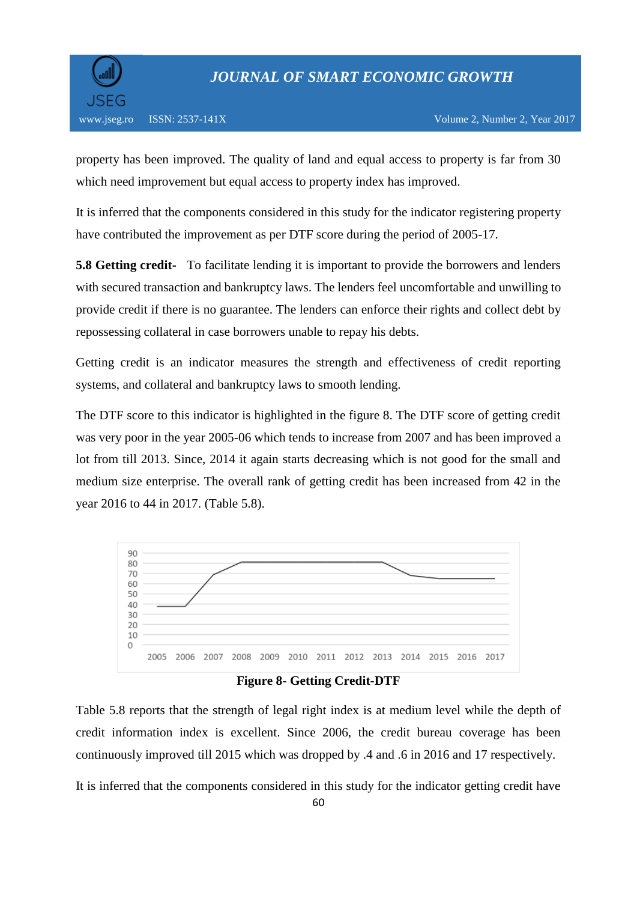property has been improved. The quality of land and equal access to property is far from 30 which need improvement but equal access to property index has improved.

It is inferred that the components considered in this study for the indicator registering property have contributed the improvement as per DTF score during the period of 2005-17.

**5.8 Getting credit-** To facilitate lending it is important to provide the borrowers and lenders with secured transaction and bankruptcy laws. The lenders feel uncomfortable and unwilling to provide credit if there is no guarantee. The lenders can enforce their rights and collect debt by repossessing collateral in case borrowers unable to repay his debts.

Getting credit is an indicator measures the strength and effectiveness of credit reporting systems, and collateral and bankruptcy laws to smooth lending.

The DTF score to this indicator is highlighted in the figure 8. The DTF score of getting credit was very poor in the year 2005-06 which tends to increase from 2007 and has been improved a lot from till 2013. Since, 2014 it again starts decreasing which is not good for the small and medium size enterprise. The overall rank of getting credit has been increased from 42 in the year 2016 to 44 in 2017. (Table 5.8).

**Figure 8- Getting Credit-DTF**

Table 5.8 reports that the strength of legal right index is at medium level while the depth of credit information index is excellent. Since 2006, the credit bureau coverage has been continuously improved till 2015 which was dropped by .4 and .6 in 2016 and 17 respectively.

It is inferred that the components considered in this study for the indicator getting credit have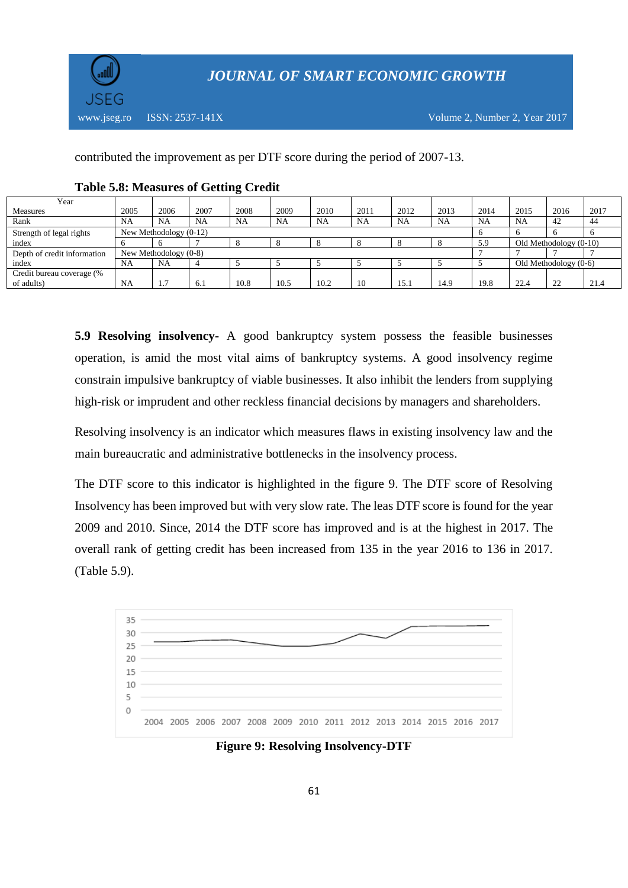contributed the improvement as per DTF score during the period of 2007-13.

**Table 5.8: Measures of Getting Credit**

| Year / Measures | 2005 | 2006 | 2007 | 2008 | 2009 | 2010 | 2011 | 2012 | 2013 | 2014 | 2015 | 2016 | 2017 |
|---|---|---|---|---|---|---|---|---|---|---|---|---|---|
| Rank | NA | NA | NA | NA | NA | NA | NA | NA | NA | NA | NA | 42 | 44 |
| Strength of legal rights index | New Methodology (0-12) | | | | | | | | | 6 | 6 | 6 | 6 |
| | 6 | 6 | 7 | 8 | 8 | 8 | 8 | 8 | 8 | 5.9 | Old Methodology (0-10) | | |
| Depth of credit information index | New Methodology (0-8) | | | | | | | | | 7 | 7 | 7 | 7 |
| | NA | NA | 4 | 5 | 5 | 5 | 5 | 5 | 5 | 5 | Old Methodology (0-6) | | |
| Credit bureau coverage (% of adults) | NA | 1.7 | 6.1 | 10.8 | 10.5 | 10.2 | 10 | 15.1 | 14.9 | 19.8 | 22.4 | 22 | 21.4 |

**5.9 Resolving insolvency-** A good bankruptcy system possess the feasible businesses operation, is amid the most vital aims of bankruptcy systems. A good insolvency regime constrain impulsive bankruptcy of viable businesses. It also inhibit the lenders from supplying high-risk or imprudent and other reckless financial decisions by managers and shareholders.

Resolving insolvency is an indicator which measures flaws in existing insolvency law and the main bureaucratic and administrative bottlenecks in the insolvency process.

The DTF score to this indicator is highlighted in the figure 9. The DTF score of Resolving Insolvency has been improved but with very slow rate. The leas DTF score is found for the year 2009 and 2010. Since, 2014 the DTF score has improved and is at the highest in 2017. The overall rank of getting credit has been increased from 135 in the year 2016 to 136 in 2017. (Table 5.9).

**Figure 9: Resolving Insolvency-DTF**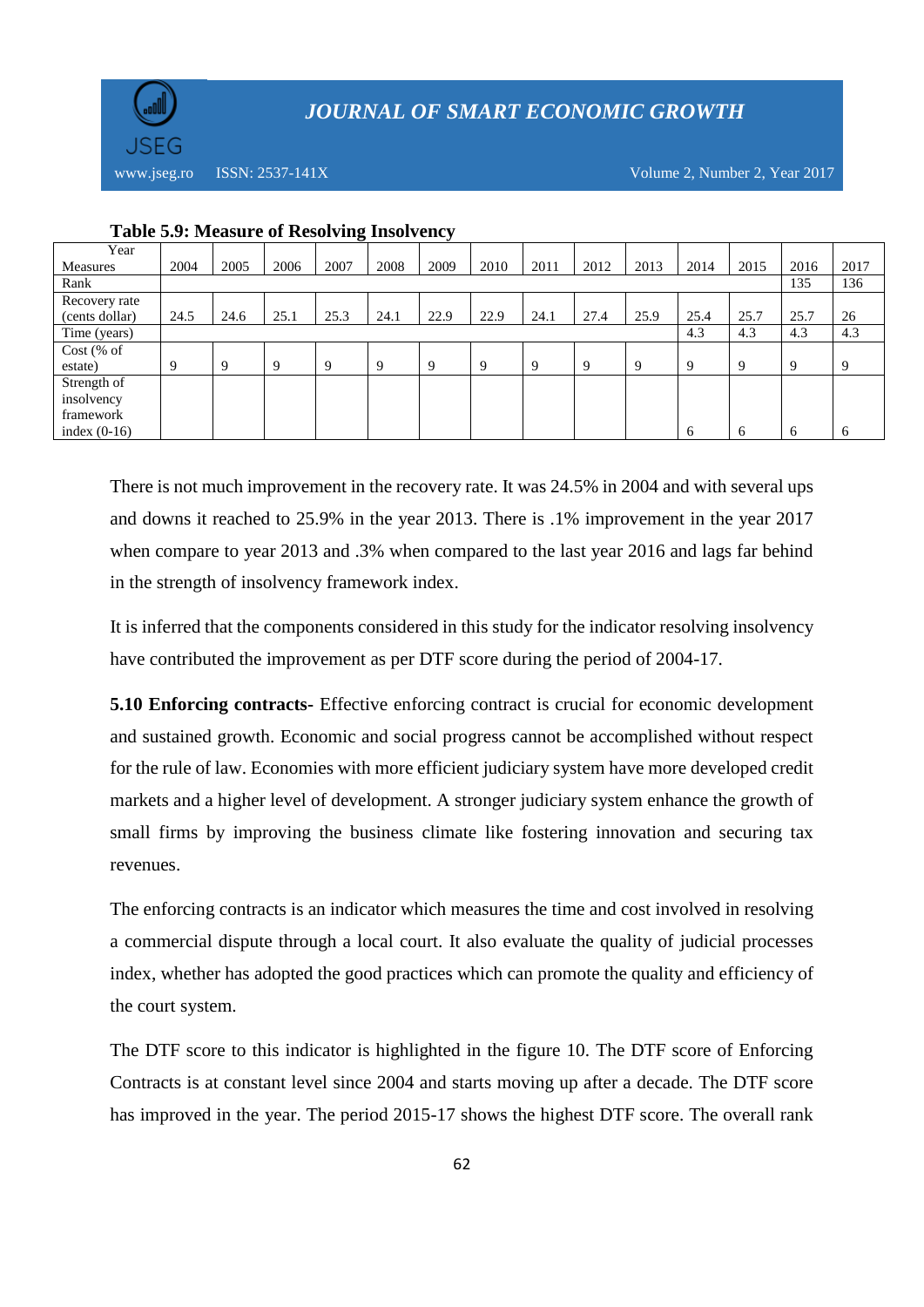**Table 5.9: Measure of Resolving Insolvency**

| Year / Measures | 2004 | 2005 | 2006 | 2007 | 2008 | 2009 | 2010 | 2011 | 2012 | 2013 | 2014 | 2015 | 2016 | 2017 |
|---|---|---|---|---|---|---|---|---|---|---|---|---|---|---|
| Rank | | | | | | | | | | | | | 135 | 136 |
| Recovery rate (cents dollar) | 24.5 | 24.6 | 25.1 | 25.3 | 24.1 | 22.9 | 22.9 | 24.1 | 27.4 | 25.9 | 25.4 | 25.7 | 25.7 | 26 |
| Time (years) | | | | | | | | | | | 4.3 | 4.3 | 4.3 | 4.3 |
| Cost (% of estate) | 9 | 9 | 9 | 9 | 9 | 9 | 9 | 9 | 9 | 9 | 9 | 9 | 9 | 9 |
| Strength of insolvency framework index (0-16) | | | | | | | | | | | 6 | 6 | 6 | 6 |

There is not much improvement in the recovery rate. It was 24.5% in 2004 and with several ups and downs it reached to 25.9% in the year 2013. There is .1% improvement in the year 2017 when compare to year 2013 and .3% when compared to the last year 2016 and lags far behind in the strength of insolvency framework index.

It is inferred that the components considered in this study for the indicator resolving insolvency have contributed the improvement as per DTF score during the period of 2004-17.

**5.10 Enforcing contracts-** Effective enforcing contract is crucial for economic development and sustained growth. Economic and social progress cannot be accomplished without respect for the rule of law. Economies with more efficient judiciary system have more developed credit markets and a higher level of development. A stronger judiciary system enhance the growth of small firms by improving the business climate like fostering innovation and securing tax revenues.

The enforcing contracts is an indicator which measures the time and cost involved in resolving a commercial dispute through a local court. It also evaluate the quality of judicial processes index, whether has adopted the good practices which can promote the quality and efficiency of the court system.

The DTF score to this indicator is highlighted in the figure 10. The DTF score of Enforcing Contracts is at constant level since 2004 and starts moving up after a decade. The DTF score has improved in the year. The period 2015-17 shows the highest DTF score. The overall rank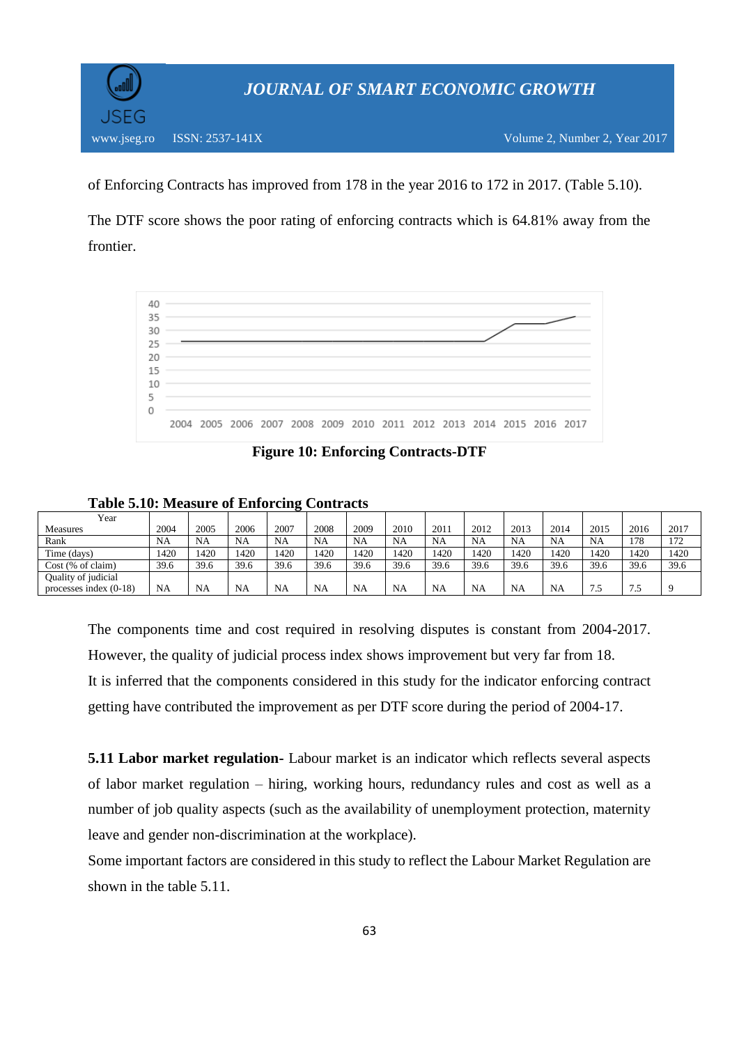of Enforcing Contracts has improved from 178 in the year 2016 to 172 in 2017. (Table 5.10).

The DTF score shows the poor rating of enforcing contracts which is 64.81% away from the frontier.

**Figure 10: Enforcing Contracts-DTF**

**Table 5.10: Measure of Enforcing Contracts**

| Year / Measures | 2004 | 2005 | 2006 | 2007 | 2008 | 2009 | 2010 | 2011 | 2012 | 2013 | 2014 | 2015 | 2016 | 2017 |
|---|---|---|---|---|---|---|---|---|---|---|---|---|---|---|
| Rank | NA | NA | NA | NA | NA | NA | NA | NA | NA | NA | NA | NA | 178 | 172 |
| Time (days) | 1420 | 1420 | 1420 | 1420 | 1420 | 1420 | 1420 | 1420 | 1420 | 1420 | 1420 | 1420 | 1420 | 1420 |
| Cost (% of claim) | 39.6 | 39.6 | 39.6 | 39.6 | 39.6 | 39.6 | 39.6 | 39.6 | 39.6 | 39.6 | 39.6 | 39.6 | 39.6 | 39.6 |
| Quality of judicial processes index (0-18) | NA | NA | NA | NA | NA | NA | NA | NA | NA | NA | NA | 7.5 | 7.5 | 9 |

The components time and cost required in resolving disputes is constant from 2004-2017. However, the quality of judicial process index shows improvement but very far from 18.
It is inferred that the components considered in this study for the indicator enforcing contract getting have contributed the improvement as per DTF score during the period of 2004-17.

**5.11 Labor market regulation-** Labour market is an indicator which reflects several aspects of labor market regulation – hiring, working hours, redundancy rules and cost as well as a number of job quality aspects (such as the availability of unemployment protection, maternity leave and gender non-discrimination at the workplace).
Some important factors are considered in this study to reflect the Labour Market Regulation are shown in the table 5.11.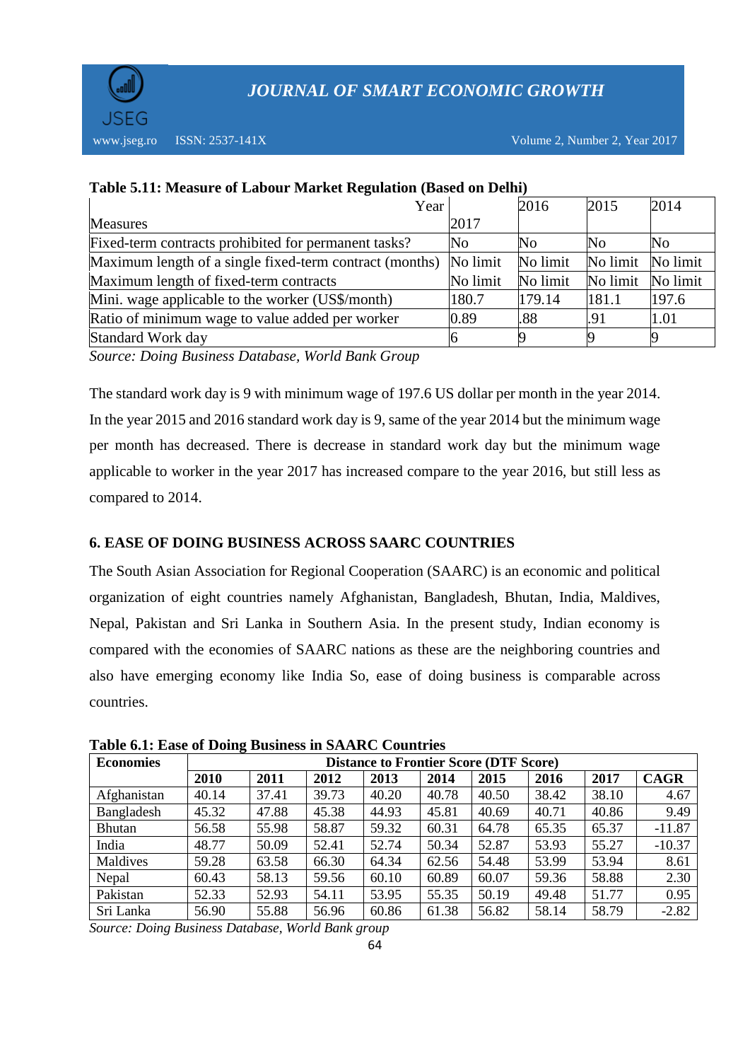**Table 5.11: Measure of Labour Market Regulation (Based on Delhi)**

| Measures / Year | 2017 | 2016 | 2015 | 2014 |
|---|---|---|---|---|
| Fixed-term contracts prohibited for permanent tasks? | No | No | No | No |
| Maximum length of a single fixed-term contract (months) | No limit | No limit | No limit | No limit |
| Maximum length of fixed-term contracts | No limit | No limit | No limit | No limit |
| Mini. wage applicable to the worker (US$/month) | 180.7 | 179.14 | 181.1 | 197.6 |
| Ratio of minimum wage to value added per worker | 0.89 | .88 | .91 | 1.01 |
| Standard Work day | 6 | 9 | 9 | 9 |

*Source: Doing Business Database, World Bank Group*

The standard work day is 9 with minimum wage of 197.6 US dollar per month in the year 2014. In the year 2015 and 2016 standard work day is 9, same of the year 2014 but the minimum wage per month has decreased. There is decrease in standard work day but the minimum wage applicable to worker in the year 2017 has increased compare to the year 2016, but still less as compared to 2014.

## 6. EASE OF DOING BUSINESS ACROSS SAARC COUNTRIES

The South Asian Association for Regional Cooperation (SAARC) is an economic and political organization of eight countries namely Afghanistan, Bangladesh, Bhutan, India, Maldives, Nepal, Pakistan and Sri Lanka in Southern Asia. In the present study, Indian economy is compared with the economies of SAARC nations as these are the neighboring countries and also have emerging economy like India So, ease of doing business is comparable across countries.

**Table 6.1: Ease of Doing Business in SAARC Countries**

| Economies | Distance to Frontier Score (DTF Score) | | | | | | | | |
|---|---|---|---|---|---|---|---|---|---|
| | **2010** | **2011** | **2012** | **2013** | **2014** | **2015** | **2016** | **2017** | **CAGR** |
| Afghanistan | 40.14 | 37.41 | 39.73 | 40.20 | 40.78 | 40.50 | 38.42 | 38.10 | 4.67 |
| Bangladesh | 45.32 | 47.88 | 45.38 | 44.93 | 45.81 | 40.69 | 40.71 | 40.86 | 9.49 |
| Bhutan | 56.58 | 55.98 | 58.87 | 59.32 | 60.31 | 64.78 | 65.35 | 65.37 | -11.87 |
| India | 48.77 | 50.09 | 52.41 | 52.74 | 50.34 | 52.87 | 53.93 | 55.27 | -10.37 |
| Maldives | 59.28 | 63.58 | 66.30 | 64.34 | 62.56 | 54.48 | 53.99 | 53.94 | 8.61 |
| Nepal | 60.43 | 58.13 | 59.56 | 60.10 | 60.89 | 60.07 | 59.36 | 58.88 | 2.30 |
| Pakistan | 52.33 | 52.93 | 54.11 | 53.95 | 55.35 | 50.19 | 49.48 | 51.77 | 0.95 |
| Sri Lanka | 56.90 | 55.88 | 56.96 | 60.86 | 61.38 | 56.82 | 58.14 | 58.79 | -2.82 |

*Source: Doing Business Database, World Bank group*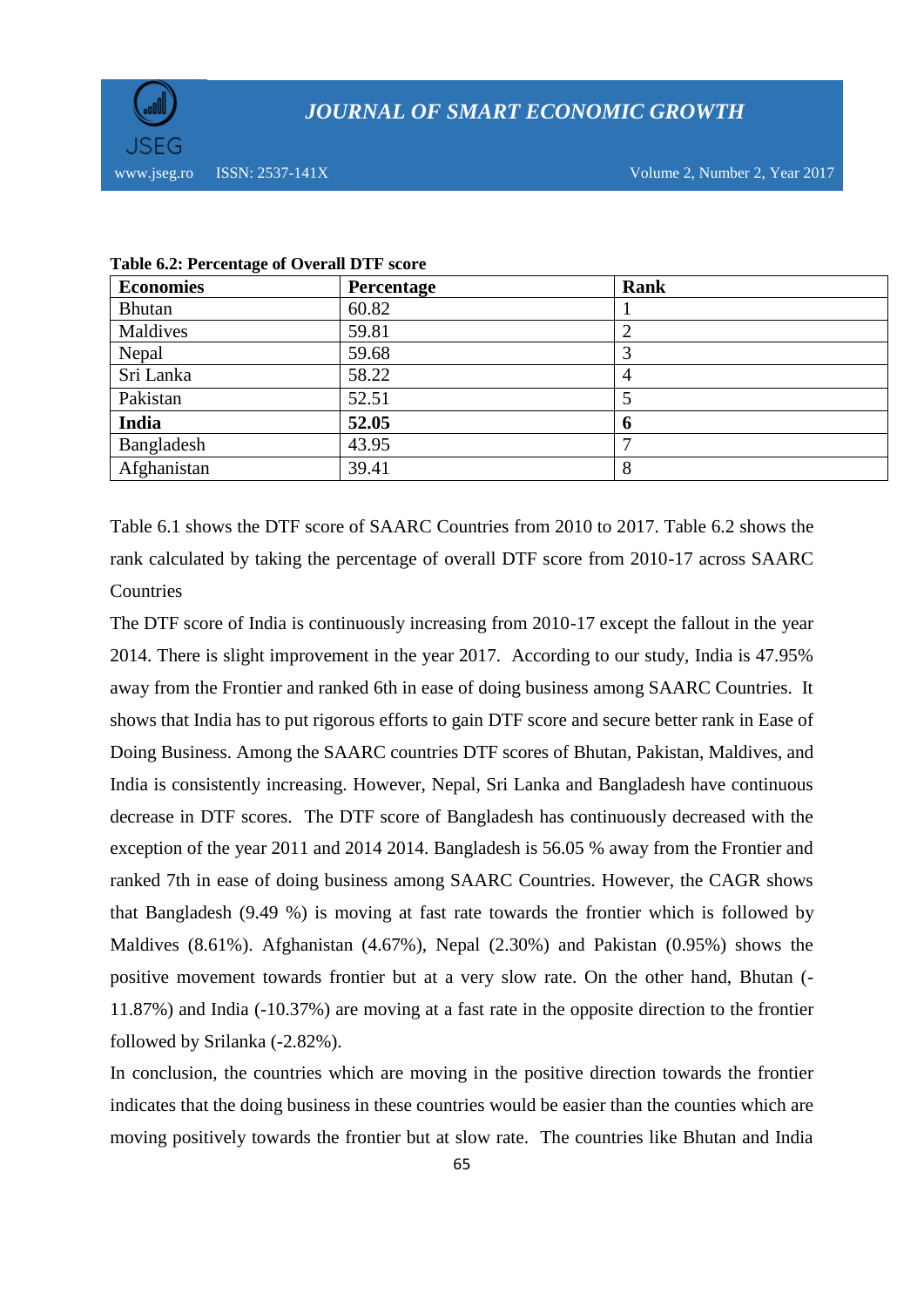**Table 6.2: Percentage of Overall DTF score**

| Economies | Percentage | Rank |
|---|---|---|
| Bhutan | 60.82 | 1 |
| Maldives | 59.81 | 2 |
| Nepal | 59.68 | 3 |
| Sri Lanka | 58.22 | 4 |
| Pakistan | 52.51 | 5 |
| **India** | **52.05** | **6** |
| Bangladesh | 43.95 | 7 |
| Afghanistan | 39.41 | 8 |

Table 6.1 shows the DTF score of SAARC Countries from 2010 to 2017. Table 6.2 shows the rank calculated by taking the percentage of overall DTF score from 2010-17 across SAARC Countries

The DTF score of India is continuously increasing from 2010-17 except the fallout in the year 2014. There is slight improvement in the year 2017. According to our study, India is 47.95% away from the Frontier and ranked 6th in ease of doing business among SAARC Countries. It shows that India has to put rigorous efforts to gain DTF score and secure better rank in Ease of Doing Business. Among the SAARC countries DTF scores of Bhutan, Pakistan, Maldives, and India is consistently increasing. However, Nepal, Sri Lanka and Bangladesh have continuous decrease in DTF scores. The DTF score of Bangladesh has continuously decreased with the exception of the year 2011 and 2014 2014. Bangladesh is 56.05 % away from the Frontier and ranked 7th in ease of doing business among SAARC Countries. However, the CAGR shows that Bangladesh (9.49 %) is moving at fast rate towards the frontier which is followed by Maldives (8.61%). Afghanistan (4.67%), Nepal (2.30%) and Pakistan (0.95%) shows the positive movement towards frontier but at a very slow rate. On the other hand, Bhutan (-11.87%) and India (-10.37%) are moving at a fast rate in the opposite direction to the frontier followed by Srilanka (-2.82%).

In conclusion, the countries which are moving in the positive direction towards the frontier indicates that the doing business in these countries would be easier than the counties which are moving positively towards the frontier but at slow rate. The countries like Bhutan and India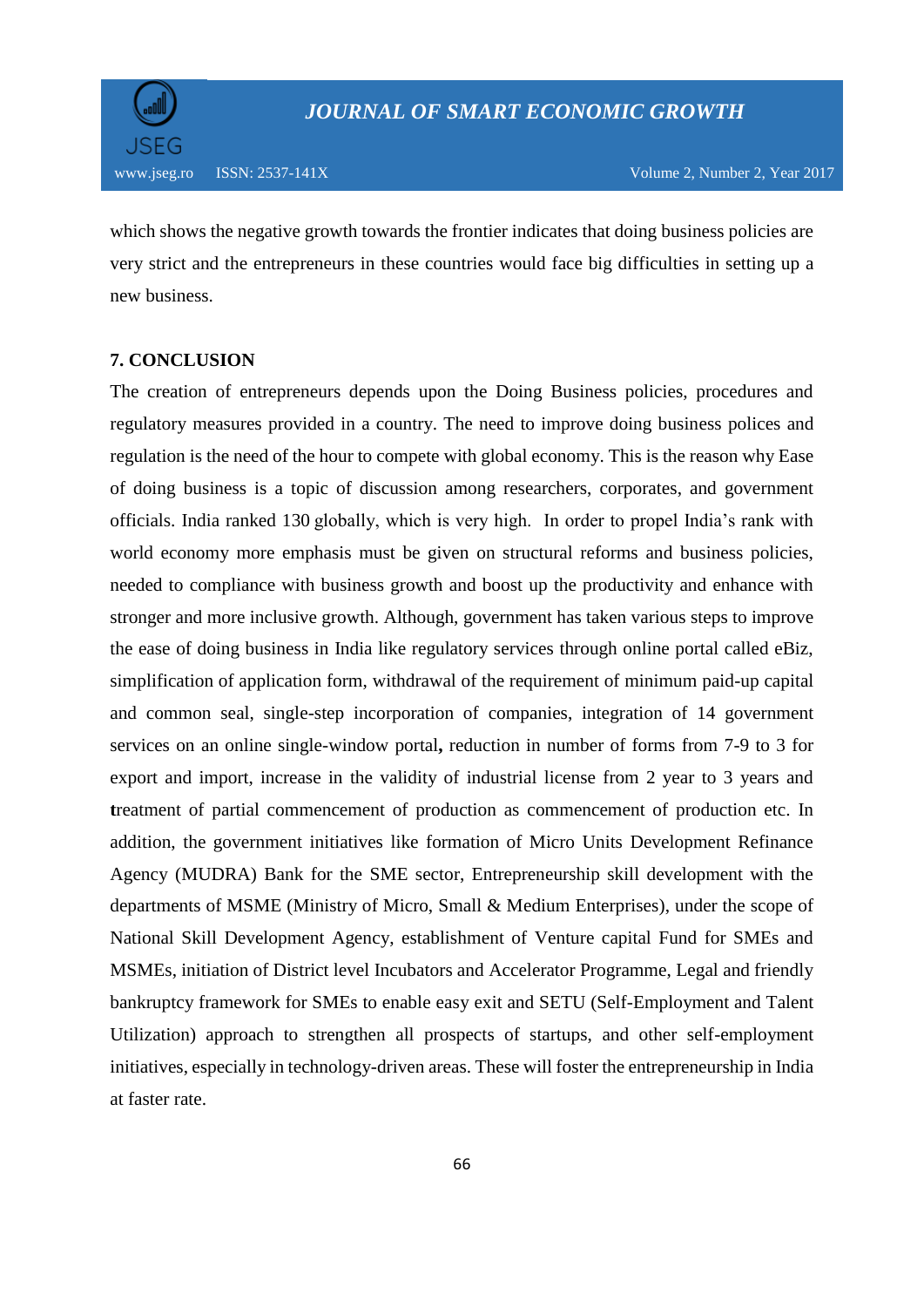which shows the negative growth towards the frontier indicates that doing business policies are very strict and the entrepreneurs in these countries would face big difficulties in setting up a new business.

## 7. CONCLUSION

The creation of entrepreneurs depends upon the Doing Business policies, procedures and regulatory measures provided in a country. The need to improve doing business polices and regulation is the need of the hour to compete with global economy. This is the reason why Ease of doing business is a topic of discussion among researchers, corporates, and government officials. India ranked 130 globally, which is very high. In order to propel India's rank with world economy more emphasis must be given on structural reforms and business policies, needed to compliance with business growth and boost up the productivity and enhance with stronger and more inclusive growth. Although, government has taken various steps to improve the ease of doing business in India like regulatory services through online portal called eBiz, simplification of application form, withdrawal of the requirement of minimum paid-up capital and common seal, single-step incorporation of companies, integration of 14 government services on an online single-window portal**,** reduction in number of forms from 7-9 to 3 for export and import, increase in the validity of industrial license from 2 year to 3 years and **t**reatment of partial commencement of production as commencement of production etc. In addition, the government initiatives like formation of Micro Units Development Refinance Agency (MUDRA) Bank for the SME sector, Entrepreneurship skill development with the departments of MSME (Ministry of Micro, Small & Medium Enterprises), under the scope of National Skill Development Agency, establishment of Venture capital Fund for SMEs and MSMEs, initiation of District level Incubators and Accelerator Programme, Legal and friendly bankruptcy framework for SMEs to enable easy exit and SETU (Self-Employment and Talent Utilization) approach to strengthen all prospects of startups, and other self-employment initiatives, especially in technology-driven areas. These will foster the entrepreneurship in India at faster rate.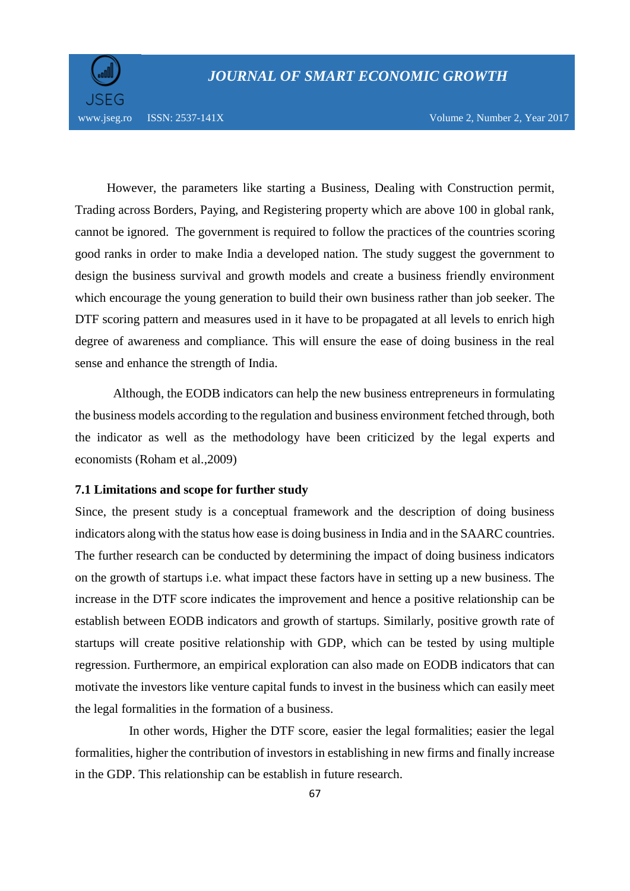However, the parameters like starting a Business, Dealing with Construction permit, Trading across Borders, Paying, and Registering property which are above 100 in global rank, cannot be ignored. The government is required to follow the practices of the countries scoring good ranks in order to make India a developed nation. The study suggest the government to design the business survival and growth models and create a business friendly environment which encourage the young generation to build their own business rather than job seeker. The DTF scoring pattern and measures used in it have to be propagated at all levels to enrich high degree of awareness and compliance. This will ensure the ease of doing business in the real sense and enhance the strength of India.

Although, the EODB indicators can help the new business entrepreneurs in formulating the business models according to the regulation and business environment fetched through, both the indicator as well as the methodology have been criticized by the legal experts and economists (Roham et al.,2009)

### 7.1 Limitations and scope for further study

Since, the present study is a conceptual framework and the description of doing business indicators along with the status how ease is doing business in India and in the SAARC countries. The further research can be conducted by determining the impact of doing business indicators on the growth of startups i.e. what impact these factors have in setting up a new business. The increase in the DTF score indicates the improvement and hence a positive relationship can be establish between EODB indicators and growth of startups. Similarly, positive growth rate of startups will create positive relationship with GDP, which can be tested by using multiple regression. Furthermore, an empirical exploration can also made on EODB indicators that can motivate the investors like venture capital funds to invest in the business which can easily meet the legal formalities in the formation of a business.

In other words, Higher the DTF score, easier the legal formalities; easier the legal formalities, higher the contribution of investors in establishing in new firms and finally increase in the GDP. This relationship can be establish in future research.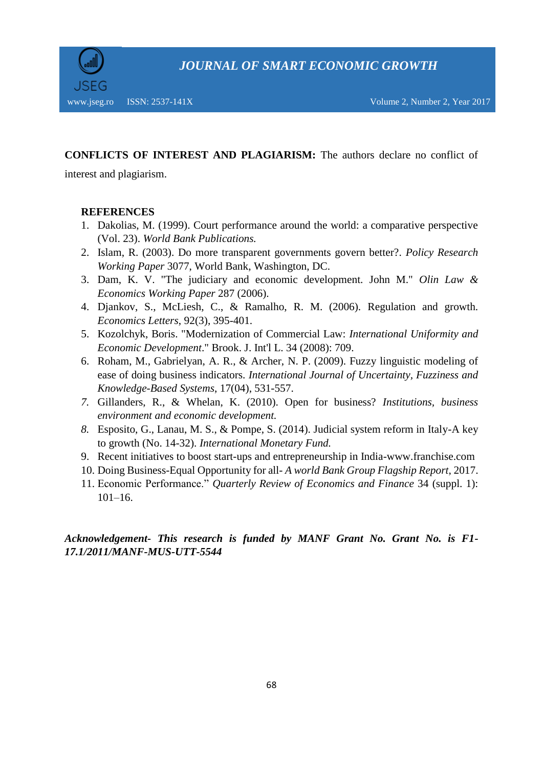**CONFLICTS OF INTEREST AND PLAGIARISM:** The authors declare no conflict of interest and plagiarism.

**REFERENCES**

1. Dakolias, M. (1999). Court performance around the world: a comparative perspective (Vol. 23). *World Bank Publications.*
2. Islam, R. (2003). Do more transparent governments govern better?. *Policy Research Working Paper* 3077, World Bank, Washington, DC.
3. Dam, K. V. "The judiciary and economic development. John M." *Olin Law & Economics Working Paper* 287 (2006).
4. Djankov, S., McLiesh, C., & Ramalho, R. M. (2006). Regulation and growth. *Economics Letters*, 92(3), 395-401.
5. Kozolchyk, Boris. "Modernization of Commercial Law: *International Uniformity and Economic Development*." Brook. J. Int'l L. 34 (2008): 709.
6. Roham, M., Gabrielyan, A. R., & Archer, N. P. (2009). Fuzzy linguistic modeling of ease of doing business indicators. *International Journal of Uncertainty, Fuzziness and Knowledge-Based Systems*, 17(04), 531-557.
7. Gillanders, R., & Whelan, K. (2010). Open for business? *Institutions, business environment and economic development.*
8. Esposito, G., Lanau, M. S., & Pompe, S. (2014). Judicial system reform in Italy-A key to growth (No. 14-32). *International Monetary Fund.*
9. Recent initiatives to boost start-ups and entrepreneurship in India-www.franchise.com
10. Doing Business-Equal Opportunity for all- *A world Bank Group Flagship Report*, 2017.
11. Economic Performance." *Quarterly Review of Economics and Finance* 34 (suppl. 1): 101–16.

***Acknowledgement- This research is funded by MANF Grant No. Grant No. is F1-17.1/2011/MANF-MUS-UTT-5544***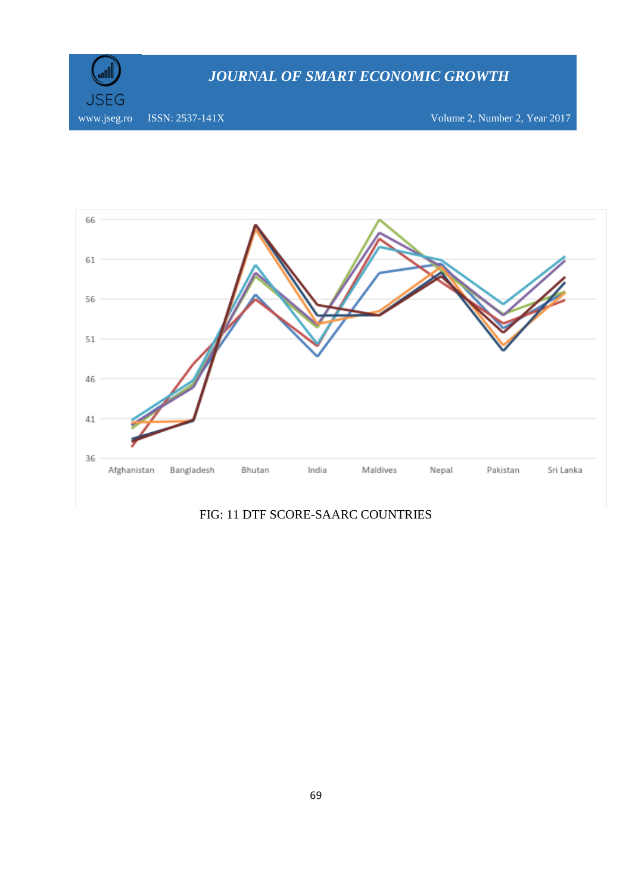66
61
56
51
46
41
36

Afghanistan Bangladesh Bhutan India Maldives Nepal Pakistan Sri Lanka

FIG: 11 DTF SCORE-SAARC COUNTRIES